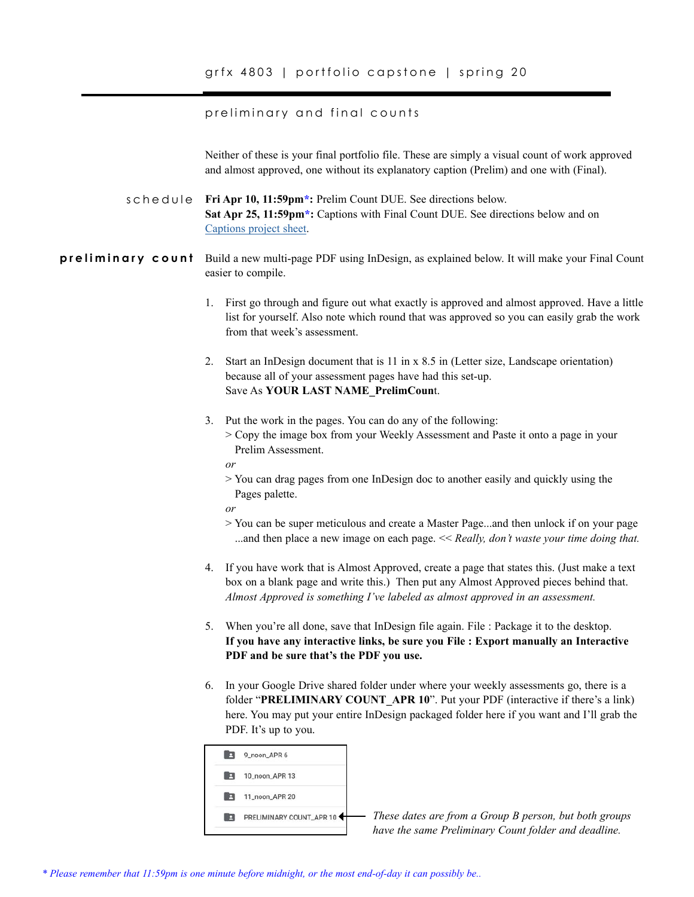# grfx 4803 | portfolio capstone | spring 20

## preliminary and final counts

Neither of these is your final portfolio file. These are simply a visual count of work approved and almost approved, one without its explanatory caption (Prelim) and one with (Final).

**schedule**

**Fri Apr 10, 11:59pm*:** Prelim Count DUE. See directions below.
**Sat Apr 25, 11:59pm*:** Captions with Final Count DUE. See directions below and on Captions project sheet.

### preliminary count

Build a new multi-page PDF using InDesign, as explained below. It will make your Final Count easier to compile.

1. First go through and figure out what exactly is approved and almost approved. Have a little list for yourself. Also note which round that was approved so you can easily grab the work from that week's assessment.

2. Start an InDesign document that is 11 in x 8.5 in (Letter size, Landscape orientation) because all of your assessment pages have had this set-up.
   Save As **YOUR LAST NAME_PrelimCoun**t.

3. Put the work in the pages. You can do any of the following:
   > Copy the image box from your Weekly Assessment and Paste it onto a page in your Prelim Assessment.
   *or*
   > You can drag pages from one InDesign doc to another easily and quickly using the Pages palette.
   *or*
   > You can be super meticulous and create a Master Page...and then unlock if on your page ...and then place a new image on each page. << *Really, don't waste your time doing that.*

4. If you have work that is Almost Approved, create a page that states this. (Just make a text box on a blank page and write this.) Then put any Almost Approved pieces behind that.
   *Almost Approved is something I've labeled as almost approved in an assessment.*

5. When you're all done, save that InDesign file again. File : Package it to the desktop.
   **If you have any interactive links, be sure you File : Export manually an Interactive PDF and be sure that's the PDF you use.**

6. In your Google Drive shared folder under where your weekly assessments go, there is a folder "**PRELIMINARY COUNT_APR 10**". Put your PDF (interactive if there's a link) here. You may put your entire InDesign packaged folder here if you want and I'll grab the PDF. It's up to you.

   - 9_noon_APR 6
   - 10_noon_APR 13
   - 11_noon_APR 20
   - PRELIMINARY COUNT_APR 10 ← *These dates are from a Group B person, but both groups have the same Preliminary Count folder and deadline.*

*\* Please remember that 11:59pm is one minute before midnight, or the most end-of-day it can possibly be..*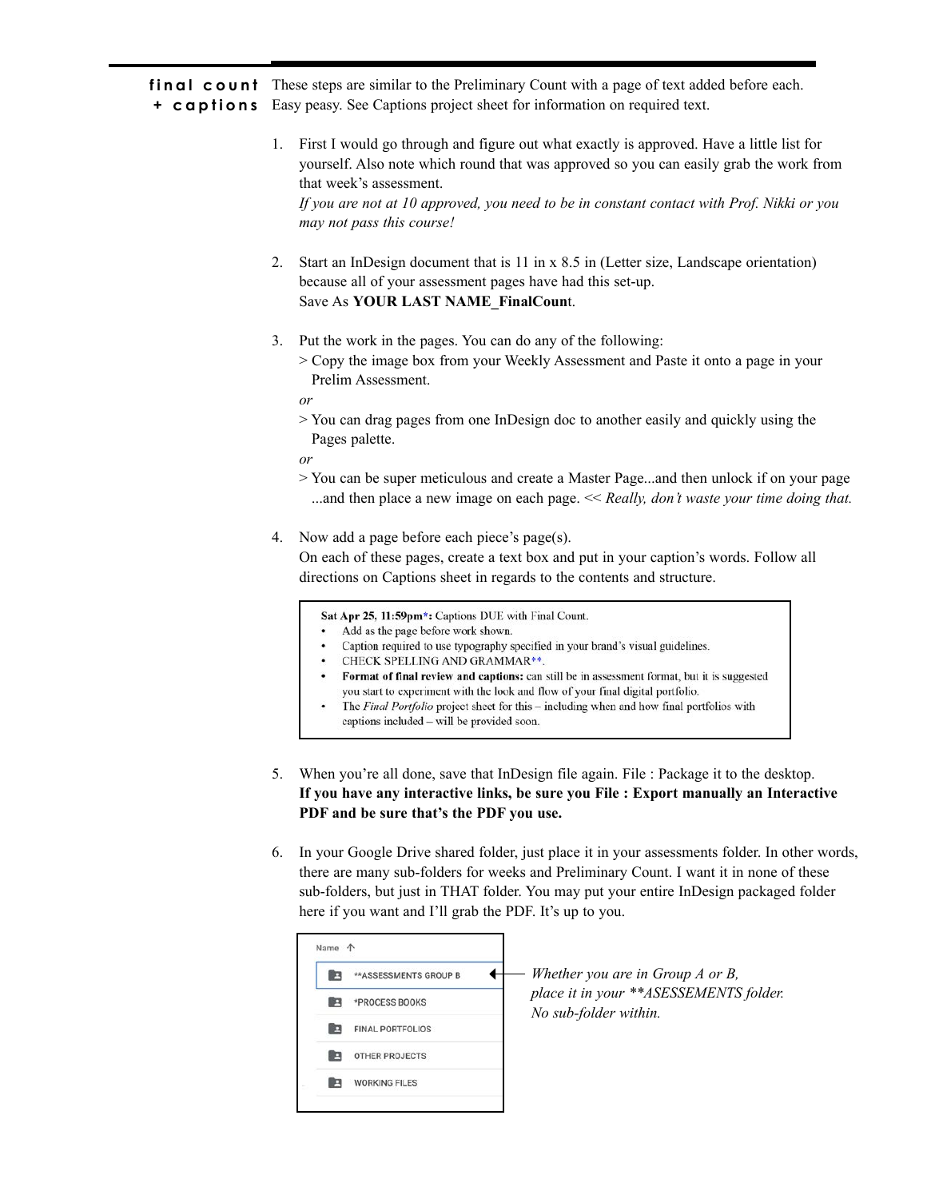## final count + captions

These steps are similar to the Preliminary Count with a page of text added before each. Easy peasy. See Captions project sheet for information on required text.

1. First I would go through and figure out what exactly is approved. Have a little list for yourself. Also note which round that was approved so you can easily grab the work from that week's assessment.
   *If you are not at 10 approved, you need to be in constant contact with Prof. Nikki or you may not pass this course!*

2. Start an InDesign document that is 11 in x 8.5 in (Letter size, Landscape orientation) because all of your assessment pages have had this set-up.
   Save As **YOUR LAST NAME_FinalCoun**t.

3. Put the work in the pages. You can do any of the following:
   > Copy the image box from your Weekly Assessment and Paste it onto a page in your Prelim Assessment.
   *or*
   > You can drag pages from one InDesign doc to another easily and quickly using the Pages palette.
   *or*
   > You can be super meticulous and create a Master Page...and then unlock if on your page ...and then place a new image on each page. << *Really, don't waste your time doing that.*

4. Now add a page before each piece's page(s).
   On each of these pages, create a text box and put in your caption's words. Follow all directions on Captions sheet in regards to the contents and structure.

> **Sat Apr 25, 11:59pm*:** Captions DUE with Final Count.
> - Add as the page before work shown.
> - Caption required to use typography specified in your brand's visual guidelines.
> - CHECK SPELLING AND GRAMMAR**.
> - **Format of final review and captions:** can still be in assessment format, but it is suggested you start to experiment with the look and flow of your final digital portfolio.
> - The *Final Portfolio* project sheet for this – including when and how final portfolios with captions included – will be provided soon.

5. When you're all done, save that InDesign file again. File : Package it to the desktop.
   **If you have any interactive links, be sure you File : Export manually an Interactive PDF and be sure that's the PDF you use.**

6. In your Google Drive shared folder, just place it in your assessments folder. In other words, there are many sub-folders for weeks and Preliminary Count. I want it in none of these sub-folders, but just in THAT folder. You may put your entire InDesign packaged folder here if you want and I'll grab the PDF. It's up to you.

Name ↑
**ASSESSMENTS GROUP B
*PROCESS BOOKS
FINAL PORTFOLIOS
OTHER PROJECTS
WORKING FILES

*Whether you are in Group A or B, place it in your **ASESSEMENTS folder. No sub-folder within.*